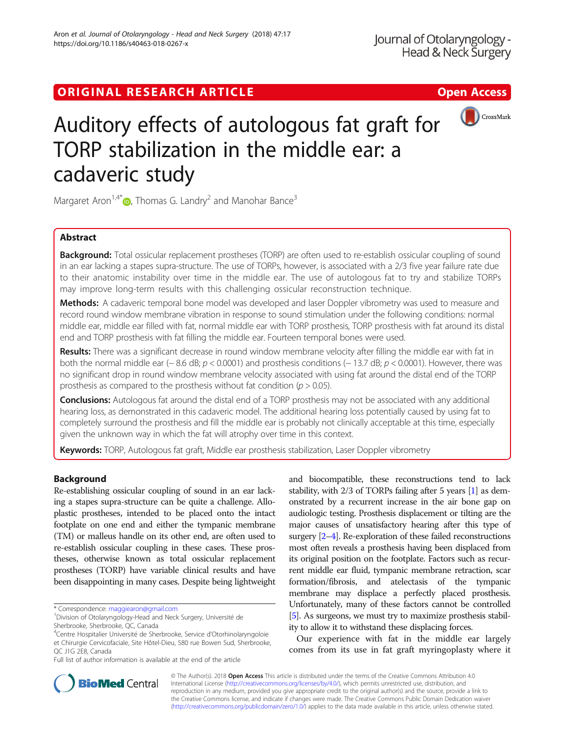ORIGINAL RESEARCH ARTICLE

Open Access

# Auditory effects of autologous fat graft for TORP stabilization in the middle ear: a cadaveric study

Margaret Aron[1,4*], Thomas G. Landry[2] and Manohar Bance[3]

## Abstract

**Background:** Total ossicular replacement prostheses (TORP) are often used to re-establish ossicular coupling of sound in an ear lacking a stapes supra-structure. The use of TORPs, however, is associated with a 2/3 five year failure rate due to their anatomic instability over time in the middle ear. The use of autologous fat to try and stabilize TORPs may improve long-term results with this challenging ossicular reconstruction technique.

**Methods:** A cadaveric temporal bone model was developed and laser Doppler vibrometry was used to measure and record round window membrane vibration in response to sound stimulation under the following conditions: normal middle ear, middle ear filled with fat, normal middle ear with TORP prosthesis, TORP prosthesis with fat around its distal end and TORP prosthesis with fat filling the middle ear. Fourteen temporal bones were used.

**Results:** There was a significant decrease in round window membrane velocity after filling the middle ear with fat in both the normal middle ear (− 8.6 dB; $p < 0.0001$) and prosthesis conditions (− 13.7 dB; $p < 0.0001$). However, there was no significant drop in round window membrane velocity associated with using fat around the distal end of the TORP prosthesis as compared to the prosthesis without fat condition ($p > 0.05$).

**Conclusions:** Autologous fat around the distal end of a TORP prosthesis may not be associated with any additional hearing loss, as demonstrated in this cadaveric model. The additional hearing loss potentially caused by using fat to completely surround the prosthesis and fill the middle ear is probably not clinically acceptable at this time, especially given the unknown way in which the fat will atrophy over time in this context.

**Keywords:** TORP, Autologous fat graft, Middle ear prosthesis stabilization, Laser Doppler vibrometry

## Background

Re-establishing ossicular coupling of sound in an ear lacking a stapes supra-structure can be quite a challenge. Alloplastic prostheses, intended to be placed onto the intact footplate on one end and either the tympanic membrane (TM) or malleus handle on its other end, are often used to re-establish ossicular coupling in these cases. These prostheses, otherwise known as total ossicular replacement prostheses (TORP) have variable clinical results and have been disappointing in many cases. Despite being lightweight and biocompatible, these reconstructions tend to lack stability, with 2/3 of TORPs failing after 5 years [1] as demonstrated by a recurrent increase in the air bone gap on audiologic testing. Prosthesis displacement or tilting are the major causes of unsatisfactory hearing after this type of surgery [2–4]. Re-exploration of these failed reconstructions most often reveals a prosthesis having been displaced from its original position on the footplate. Factors such as recurrent middle ear fluid, tympanic membrane retraction, scar formation/fibrosis, and atelectasis of the tympanic membrane may displace a perfectly placed prosthesis. Unfortunately, many of these factors cannot be controlled [5]. As surgeons, we must try to maximize prosthesis stability to allow it to withstand these displacing forces.

Our experience with fat in the middle ear largely comes from its use in fat graft myringoplasty where it

\* Correspondence: maggiearon@gmail.com
[1]Division of Otolaryngology-Head and Neck Surgery, Université de Sherbrooke, Sherbrooke, QC, Canada
[4]Centre Hospitalier Université de Sherbrooke, Service d'Otorhinolaryngoloie et Chirurgie Cervicofaciale, Site Hôtel-Dieu, 580 rue Bowen Sud, Sherbrooke, QC J1G 2E8, Canada
Full list of author information is available at the end of the article

© The Author(s). 2018 **Open Access** This article is distributed under the terms of the Creative Commons Attribution 4.0 International License (http://creativecommons.org/licenses/by/4.0/), which permits unrestricted use, distribution, and reproduction in any medium, provided you give appropriate credit to the original author(s) and the source, provide a link to the Creative Commons license, and indicate if changes were made. The Creative Commons Public Domain Dedication waiver (http://creativecommons.org/publicdomain/zero/1.0/) applies to the data made available in this article, unless otherwise stated.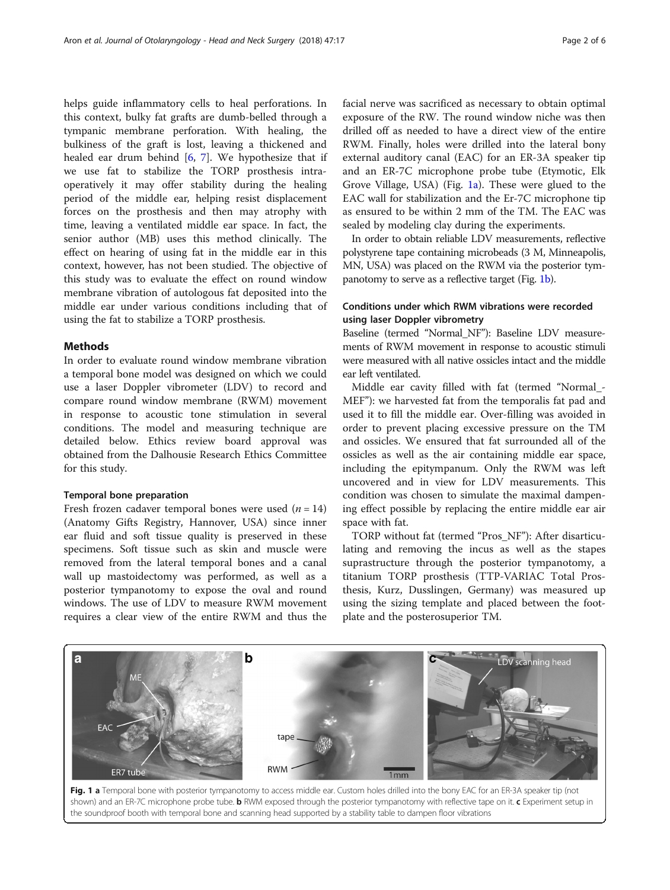helps guide inflammatory cells to heal perforations. In this context, bulky fat grafts are dumb-belled through a tympanic membrane perforation. With healing, the bulkiness of the graft is lost, leaving a thickened and healed ear drum behind [6, 7]. We hypothesize that if we use fat to stabilize the TORP prosthesis intraoperatively it may offer stability during the healing period of the middle ear, helping resist displacement forces on the prosthesis and then may atrophy with time, leaving a ventilated middle ear space. In fact, the senior author (MB) uses this method clinically. The effect on hearing of using fat in the middle ear in this context, however, has not been studied. The objective of this study was to evaluate the effect on round window membrane vibration of autologous fat deposited into the middle ear under various conditions including that of using the fat to stabilize a TORP prosthesis.

## Methods

In order to evaluate round window membrane vibration a temporal bone model was designed on which we could use a laser Doppler vibrometer (LDV) to record and compare round window membrane (RWM) movement in response to acoustic tone stimulation in several conditions. The model and measuring technique are detailed below. Ethics review board approval was obtained from the Dalhousie Research Ethics Committee for this study.

### Temporal bone preparation

Fresh frozen cadaver temporal bones were used ($n = 14$) (Anatomy Gifts Registry, Hannover, USA) since inner ear fluid and soft tissue quality is preserved in these specimens. Soft tissue such as skin and muscle were removed from the lateral temporal bones and a canal wall up mastoidectomy was performed, as well as a posterior tympanotomy to expose the oval and round windows. The use of LDV to measure RWM movement requires a clear view of the entire RWM and thus the facial nerve was sacrificed as necessary to obtain optimal exposure of the RW. The round window niche was then drilled off as needed to have a direct view of the entire RWM. Finally, holes were drilled into the lateral bony external auditory canal (EAC) for an ER-3A speaker tip and an ER-7C microphone probe tube (Etymotic, Elk Grove Village, USA) (Fig. 1a). These were glued to the EAC wall for stabilization and the Er-7C microphone tip as ensured to be within 2 mm of the TM. The EAC was sealed by modeling clay during the experiments.

In order to obtain reliable LDV measurements, reflective polystyrene tape containing microbeads (3 M, Minneapolis, MN, USA) was placed on the RWM via the posterior tympanotomy to serve as a reflective target (Fig. 1b).

### Conditions under which RWM vibrations were recorded using laser Doppler vibrometry

Baseline (termed "Normal_NF"): Baseline LDV measurements of RWM movement in response to acoustic stimuli were measured with all native ossicles intact and the middle ear left ventilated.

Middle ear cavity filled with fat (termed "Normal_MEF"): we harvested fat from the temporalis fat pad and used it to fill the middle ear. Over-filling was avoided in order to prevent placing excessive pressure on the TM and ossicles. We ensured that fat surrounded all of the ossicles as well as the air containing middle ear space, including the epitympanum. Only the RWM was left uncovered and in view for LDV measurements. This condition was chosen to simulate the maximal dampening effect possible by replacing the entire middle ear air space with fat.

TORP without fat (termed "Pros_NF"): After disarticulating and removing the incus as well as the stapes suprastructure through the posterior tympanotomy, a titanium TORP prosthesis (TTP-VARIAC Total Prosthesis, Kurz, Dusslingen, Germany) was measured up using the sizing template and placed between the footplate and the posterosuperior TM.

a
ME
EAC
ER7 tube

b
tape
RWM
1mm

c
LDV scanning head

Fig. 1 **a** Temporal bone with posterior tympanotomy to access middle ear. Custom holes drilled into the bony EAC for an ER-3A speaker tip (not shown) and an ER-7C microphone probe tube. **b** RWM exposed through the posterior tympanotomy with reflective tape on it. **c** Experiment setup in the soundproof booth with temporal bone and scanning head supported by a stability table to dampen floor vibrations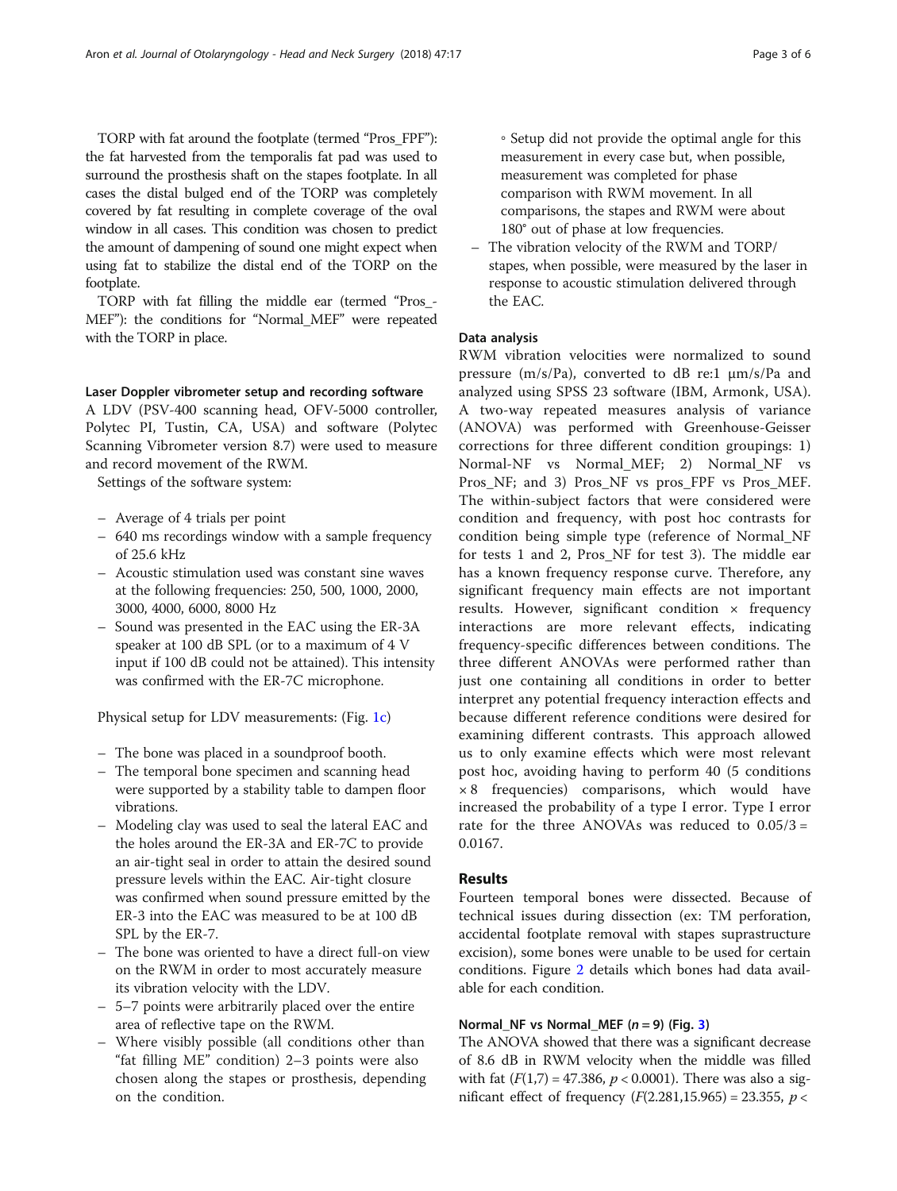TORP with fat around the footplate (termed "Pros_FPF"): the fat harvested from the temporalis fat pad was used to surround the prosthesis shaft on the stapes footplate. In all cases the distal bulged end of the TORP was completely covered by fat resulting in complete coverage of the oval window in all cases. This condition was chosen to predict the amount of dampening of sound one might expect when using fat to stabilize the distal end of the TORP on the footplate.

TORP with fat filling the middle ear (termed "Pros_MEF"): the conditions for "Normal_MEF" were repeated with the TORP in place.

#### Laser Doppler vibrometer setup and recording software

A LDV (PSV-400 scanning head, OFV-5000 controller, Polytec PI, Tustin, CA, USA) and software (Polytec Scanning Vibrometer version 8.7) were used to measure and record movement of the RWM.

Settings of the software system:

- Average of 4 trials per point
- 640 ms recordings window with a sample frequency of 25.6 kHz
- Acoustic stimulation used was constant sine waves at the following frequencies: 250, 500, 1000, 2000, 3000, 4000, 6000, 8000 Hz
- Sound was presented in the EAC using the ER-3A speaker at 100 dB SPL (or to a maximum of 4 V input if 100 dB could not be attained). This intensity was confirmed with the ER-7C microphone.

Physical setup for LDV measurements: (Fig. 1c)

- The bone was placed in a soundproof booth.
- The temporal bone specimen and scanning head were supported by a stability table to dampen floor vibrations.
- Modeling clay was used to seal the lateral EAC and the holes around the ER-3A and ER-7C to provide an air-tight seal in order to attain the desired sound pressure levels within the EAC. Air-tight closure was confirmed when sound pressure emitted by the ER-3 into the EAC was measured to be at 100 dB SPL by the ER-7.
- The bone was oriented to have a direct full-on view on the RWM in order to most accurately measure its vibration velocity with the LDV.
- 5–7 points were arbitrarily placed over the entire area of reflective tape on the RWM.
- Where visibly possible (all conditions other than "fat filling ME" condition) 2–3 points were also chosen along the stapes or prosthesis, depending on the condition.
    - Setup did not provide the optimal angle for this measurement in every case but, when possible, measurement was completed for phase comparison with RWM movement. In all comparisons, the stapes and RWM were about 180° out of phase at low frequencies.
- The vibration velocity of the RWM and TORP/stapes, when possible, were measured by the laser in response to acoustic stimulation delivered through the EAC.

#### Data analysis

RWM vibration velocities were normalized to sound pressure (m/s/Pa), converted to dB re:1 μm/s/Pa and analyzed using SPSS 23 software (IBM, Armonk, USA). A two-way repeated measures analysis of variance (ANOVA) was performed with Greenhouse-Geisser corrections for three different condition groupings: 1) Normal-NF vs Normal_MEF; 2) Normal_NF vs Pros_NF; and 3) Pros_NF vs pros_FPF vs Pros_MEF. The within-subject factors that were considered were condition and frequency, with post hoc contrasts for condition being simple type (reference of Normal_NF for tests 1 and 2, Pros_NF for test 3). The middle ear has a known frequency response curve. Therefore, any significant frequency main effects are not important results. However, significant condition × frequency interactions are more relevant effects, indicating frequency-specific differences between conditions. The three different ANOVAs were performed rather than just one containing all conditions in order to better interpret any potential frequency interaction effects and because different reference conditions were desired for examining different contrasts. This approach allowed us to only examine effects which were most relevant post hoc, avoiding having to perform 40 (5 conditions × 8 frequencies) comparisons, which would have increased the probability of a type I error. Type I error rate for the three ANOVAs was reduced to $0.05/3 = 0.0167$.

## Results

Fourteen temporal bones were dissected. Because of technical issues during dissection (ex: TM perforation, accidental footplate removal with stapes suprastructure excision), some bones were unable to be used for certain conditions. Figure 2 details which bones had data available for each condition.

#### Normal_NF vs Normal_MEF ($n = 9$) (Fig. 3)

The ANOVA showed that there was a significant decrease of 8.6 dB in RWM velocity when the middle was filled with fat ($F(1,7) = 47.386$, $p < 0.0001$). There was also a significant effect of frequency ($F(2.281,15.965) = 23.355$, $p <$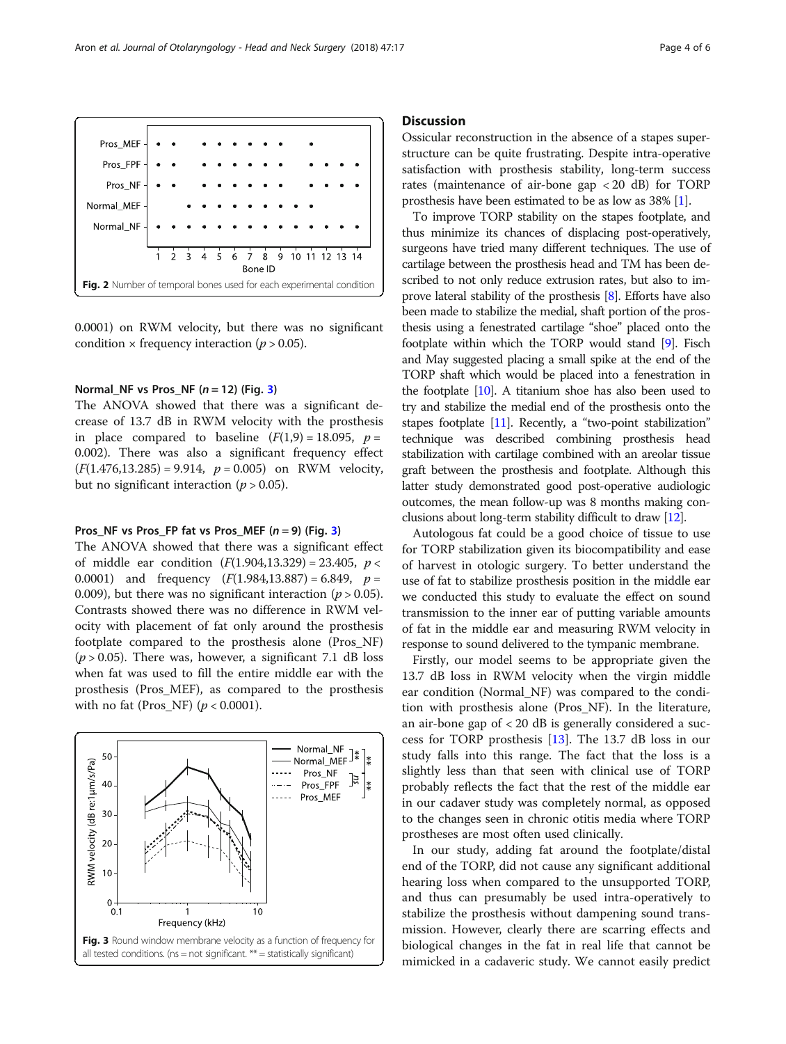0.0001) on RWM velocity, but there was no significant condition × frequency interaction ($p > 0.05$).

### Normal_NF vs Pros_NF ($n = 12$) (Fig. 3)

The ANOVA showed that there was a significant decrease of 13.7 dB in RWM velocity with the prosthesis in place compared to baseline ($F(1,9) = 18.095$, $p = 0.002$). There was also a significant frequency effect ($F(1.476,13.285) = 9.914$, $p = 0.005$) on RWM velocity, but no significant interaction ($p > 0.05$).

### Pros_NF vs Pros_FP fat vs Pros_MEF ($n = 9$) (Fig. 3)

The ANOVA showed that there was a significant effect of middle ear condition ($F(1.904,13.329) = 23.405$, $p < 0.0001$) and frequency ($F(1.984,13.887) = 6.849$, $p = 0.009$), but there was no significant interaction ($p > 0.05$). Contrasts showed there was no difference in RWM velocity with placement of fat only around the prosthesis footplate compared to the prosthesis alone (Pros_NF) ($p > 0.05$). There was, however, a significant 7.1 dB loss when fat was used to fill the entire middle ear with the prosthesis (Pros_MEF), as compared to the prosthesis with no fat (Pros_NF) ($p < 0.0001$).

Fig. 2 Number of temporal bones used for each experimental condition

Fig. 3 Round window membrane velocity as a function of frequency for all tested conditions. (ns = not significant. ** = statistically significant)

## Discussion

Ossicular reconstruction in the absence of a stapes superstructure can be quite frustrating. Despite intra-operative satisfaction with prosthesis stability, long-term success rates (maintenance of air-bone gap < 20 dB) for TORP prosthesis have been estimated to be as low as 38% [1].

To improve TORP stability on the stapes footplate, and thus minimize its chances of displacing post-operatively, surgeons have tried many different techniques. The use of cartilage between the prosthesis head and TM has been described to not only reduce extrusion rates, but also to improve lateral stability of the prosthesis [8]. Efforts have also been made to stabilize the medial, shaft portion of the prosthesis using a fenestrated cartilage "shoe" placed onto the footplate within which the TORP would stand [9]. Fisch and May suggested placing a small spike at the end of the TORP shaft which would be placed into a fenestration in the footplate [10]. A titanium shoe has also been used to try and stabilize the medial end of the prosthesis onto the stapes footplate [11]. Recently, a "two-point stabilization" technique was described combining prosthesis head stabilization with cartilage combined with an areolar tissue graft between the prosthesis and footplate. Although this latter study demonstrated good post-operative audiologic outcomes, the mean follow-up was 8 months making conclusions about long-term stability difficult to draw [12].

Autologous fat could be a good choice of tissue to use for TORP stabilization given its biocompatibility and ease of harvest in otologic surgery. To better understand the use of fat to stabilize prosthesis position in the middle ear we conducted this study to evaluate the effect on sound transmission to the inner ear of putting variable amounts of fat in the middle ear and measuring RWM velocity in response to sound delivered to the tympanic membrane.

Firstly, our model seems to be appropriate given the 13.7 dB loss in RWM velocity when the virgin middle ear condition (Normal_NF) was compared to the condition with prosthesis alone (Pros_NF). In the literature, an air-bone gap of < 20 dB is generally considered a success for TORP prosthesis [13]. The 13.7 dB loss in our study falls into this range. The fact that the loss is a slightly less than that seen with clinical use of TORP probably reflects the fact that the rest of the middle ear in our cadaver study was completely normal, as opposed to the changes seen in chronic otitis media where TORP prostheses are most often used clinically.

In our study, adding fat around the footplate/distal end of the TORP, did not cause any significant additional hearing loss when compared to the unsupported TORP, and thus can presumably be used intra-operatively to stabilize the prosthesis without dampening sound transmission. However, clearly there are scarring effects and biological changes in the fat in real life that cannot be mimicked in a cadaveric study. We cannot easily predict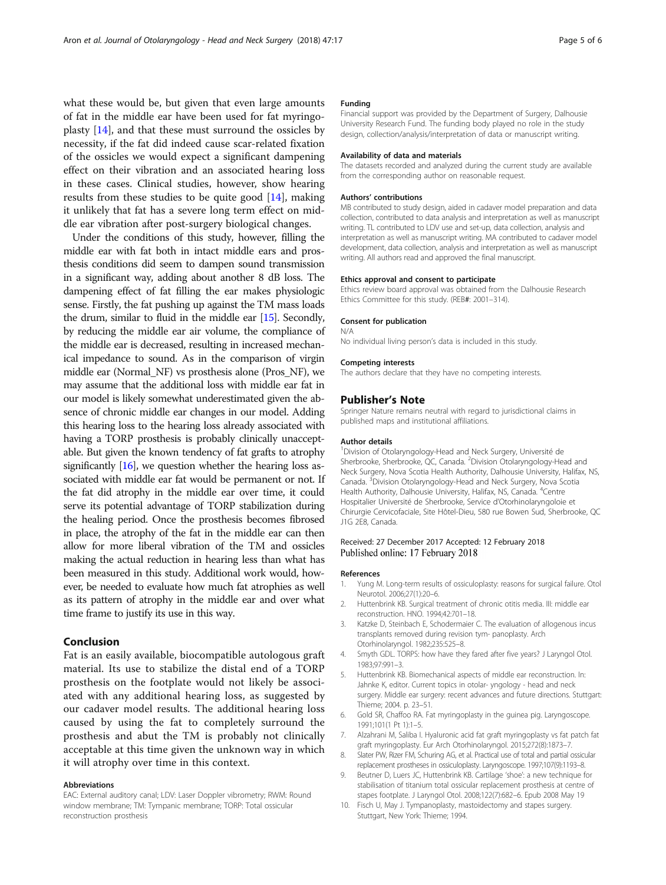what these would be, but given that even large amounts of fat in the middle ear have been used for fat myringoplasty [14], and that these must surround the ossicles by necessity, if the fat did indeed cause scar-related fixation of the ossicles we would expect a significant dampening effect on their vibration and an associated hearing loss in these cases. Clinical studies, however, show hearing results from these studies to be quite good [14], making it unlikely that fat has a severe long term effect on middle ear vibration after post-surgery biological changes.

Under the conditions of this study, however, filling the middle ear with fat both in intact middle ears and prosthesis conditions did seem to dampen sound transmission in a significant way, adding about another 8 dB loss. The dampening effect of fat filling the ear makes physiologic sense. Firstly, the fat pushing up against the TM mass loads the drum, similar to fluid in the middle ear [15]. Secondly, by reducing the middle ear air volume, the compliance of the middle ear is decreased, resulting in increased mechanical impedance to sound. As in the comparison of virgin middle ear (Normal_NF) vs prosthesis alone (Pros_NF), we may assume that the additional loss with middle ear fat in our model is likely somewhat underestimated given the absence of chronic middle ear changes in our model. Adding this hearing loss to the hearing loss already associated with having a TORP prosthesis is probably clinically unacceptable. But given the known tendency of fat grafts to atrophy significantly [16], we question whether the hearing loss associated with middle ear fat would be permanent or not. If the fat did atrophy in the middle ear over time, it could serve its potential advantage of TORP stabilization during the healing period. Once the prosthesis becomes fibrosed in place, the atrophy of the fat in the middle ear can then allow for more liberal vibration of the TM and ossicles making the actual reduction in hearing less than what has been measured in this study. Additional work would, however, be needed to evaluate how much fat atrophies as well as its pattern of atrophy in the middle ear and over what time frame to justify its use in this way.

## Conclusion

Fat is an easily available, biocompatible autologous graft material. Its use to stabilize the distal end of a TORP prosthesis on the footplate would not likely be associated with any additional hearing loss, as suggested by our cadaver model results. The additional hearing loss caused by using the fat to completely surround the prosthesis and abut the TM is probably not clinically acceptable at this time given the unknown way in which it will atrophy over time in this context.

#### Abbreviations

EAC: External auditory canal; LDV: Laser Doppler vibrometry; RWM: Round window membrane; TM: Tympanic membrane; TORP: Total ossicular reconstruction prosthesis

#### Funding

Financial support was provided by the Department of Surgery, Dalhousie University Research Fund. The funding body played no role in the study design, collection/analysis/interpretation of data or manuscript writing.

#### Availability of data and materials

The datasets recorded and analyzed during the current study are available from the corresponding author on reasonable request.

#### Authors' contributions

MB contributed to study design, aided in cadaver model preparation and data collection, contributed to data analysis and interpretation as well as manuscript writing. TL contributed to LDV use and set-up, data collection, analysis and interpretation as well as manuscript writing. MA contributed to cadaver model development, data collection, analysis and interpretation as well as manuscript writing. All authors read and approved the final manuscript.

#### Ethics approval and consent to participate

Ethics review board approval was obtained from the Dalhousie Research Ethics Committee for this study. (REB#: 2001–314).

#### Consent for publication

N/A

No individual living person's data is included in this study.

#### Competing interests

The authors declare that they have no competing interests.

## Publisher's Note

Springer Nature remains neutral with regard to jurisdictional claims in published maps and institutional affiliations.

#### Author details

[1]Division of Otolaryngology-Head and Neck Surgery, Université de Sherbrooke, Sherbrooke, QC, Canada. [2]Division Otolaryngology-Head and Neck Surgery, Nova Scotia Health Authority, Dalhousie University, Halifax, NS, Canada. [3]Division Otolaryngology-Head and Neck Surgery, Nova Scotia Health Authority, Dalhousie University, Halifax, NS, Canada. [4]Centre Hospitalier Université de Sherbrooke, Service d'Otorhinolaryngoloie et Chirurgie Cervicofaciale, Site Hôtel-Dieu, 580 rue Bowen Sud, Sherbrooke, QC J1G 2E8, Canada.

Received: 27 December 2017 Accepted: 12 February 2018
Published online: 17 February 2018

#### References

1. Yung M. Long-term results of ossiculoplasty: reasons for surgical failure. Otol Neurotol. 2006;27(1):20–6.
2. Huttenbrink KB. Surgical treatment of chronic otitis media. III: middle ear reconstruction. HNO. 1994;42:701–18.
3. Katzke D, Steinbach E, Schodermaier C. The evaluation of allogenous incus transplants removed during revision tym- panoplasty. Arch Otorhinolaryngol. 1982;235:525–8.
4. Smyth GDL. TORPS: how have they fared after five years? J Laryngol Otol. 1983;97:991–3.
5. Huttenbrink KB. Biomechanical aspects of middle ear reconstruction. In: Jahnke K, editor. Current topics in otolar- yngology - head and neck surgery. Middle ear surgery: recent advances and future directions. Stuttgart: Thieme; 2004. p. 23–51.
6. Gold SR, Chaffoo RA. Fat myringoplasty in the guinea pig. Laryngoscope. 1991;101(1 Pt 1):1–5.
7. Alzahrani M, Saliba I. Hyaluronic acid fat graft myringoplasty vs fat patch fat graft myringoplasty. Eur Arch Otorhinolaryngol. 2015;272(8):1873–7.
8. Slater PW, Rizer FM, Schuring AG, et al. Practical use of total and partial ossicular replacement prostheses in ossiculoplasty. Laryngoscope. 1997;107(9):1193–8.
9. Beutner D, Luers JC, Huttenbrink KB. Cartilage 'shoe': a new technique for stabilisation of titanium total ossicular replacement prosthesis at centre of stapes footplate. J Laryngol Otol. 2008;122(7):682–6. Epub 2008 May 19
10. Fisch U, May J. Tympanoplasty, mastoidectomy and stapes surgery. Stuttgart, New York: Thieme; 1994.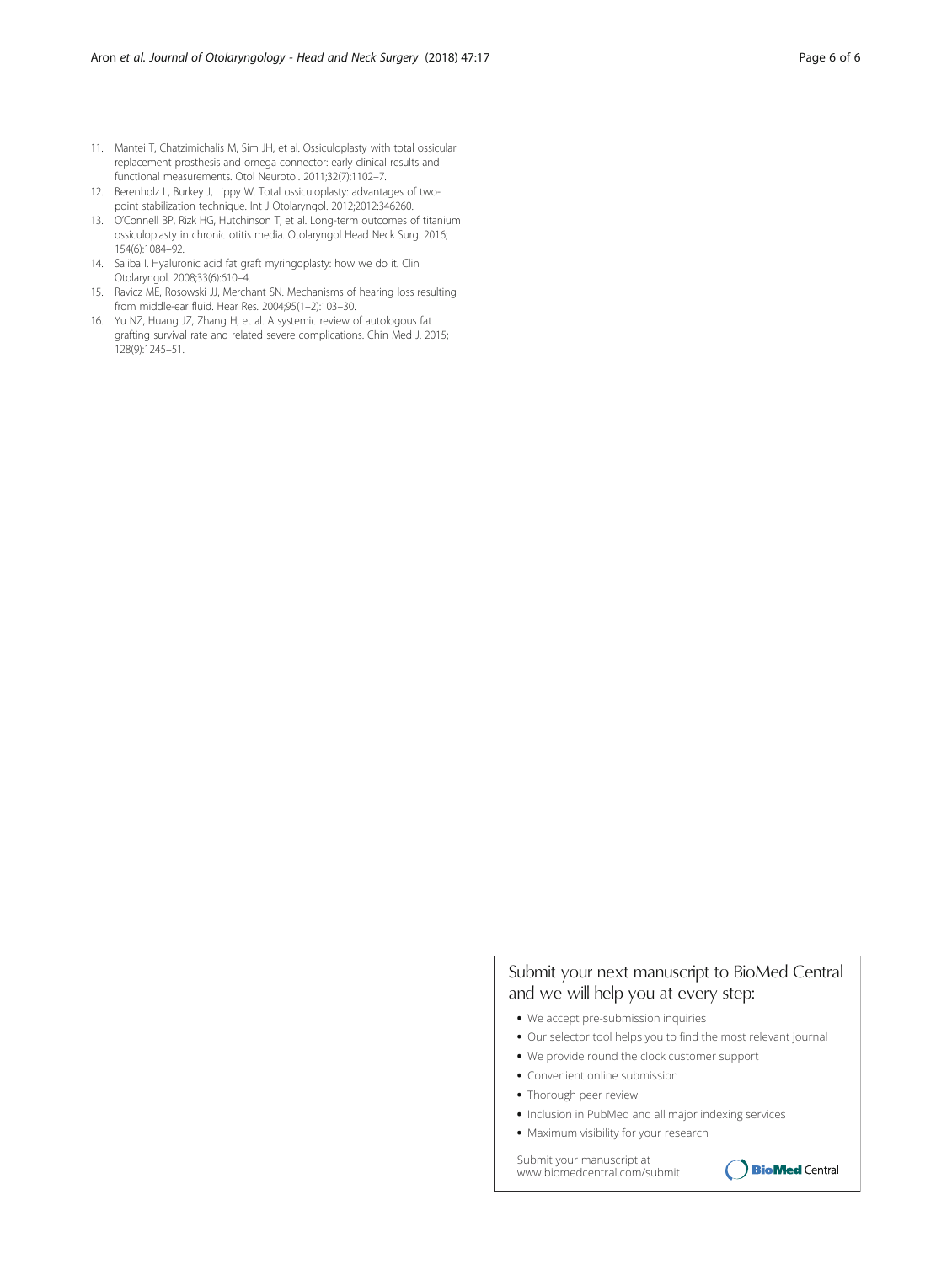11. Mantei T, Chatzimichalis M, Sim JH, et al. Ossiculoplasty with total ossicular replacement prosthesis and omega connector: early clinical results and functional measurements. Otol Neurotol. 2011;32(7):1102–7.
12. Berenholz L, Burkey J, Lippy W. Total ossiculoplasty: advantages of two-point stabilization technique. Int J Otolaryngol. 2012;2012:346260.
13. O'Connell BP, Rizk HG, Hutchinson T, et al. Long-term outcomes of titanium ossiculoplasty in chronic otitis media. Otolaryngol Head Neck Surg. 2016; 154(6):1084–92.
14. Saliba I. Hyaluronic acid fat graft myringoplasty: how we do it. Clin Otolaryngol. 2008;33(6):610–4.
15. Ravicz ME, Rosowski JJ, Merchant SN. Mechanisms of hearing loss resulting from middle-ear fluid. Hear Res. 2004;95(1–2):103–30.
16. Yu NZ, Huang JZ, Zhang H, et al. A systemic review of autologous fat grafting survival rate and related severe complications. Chin Med J. 2015; 128(9):1245–51.

Submit your next manuscript to BioMed Central and we will help you at every step:

- We accept pre-submission inquiries
- Our selector tool helps you to find the most relevant journal
- We provide round the clock customer support
- Convenient online submission
- Thorough peer review
- Inclusion in PubMed and all major indexing services
- Maximum visibility for your research

Submit your manuscript at www.biomedcentral.com/submit

BioMed Central